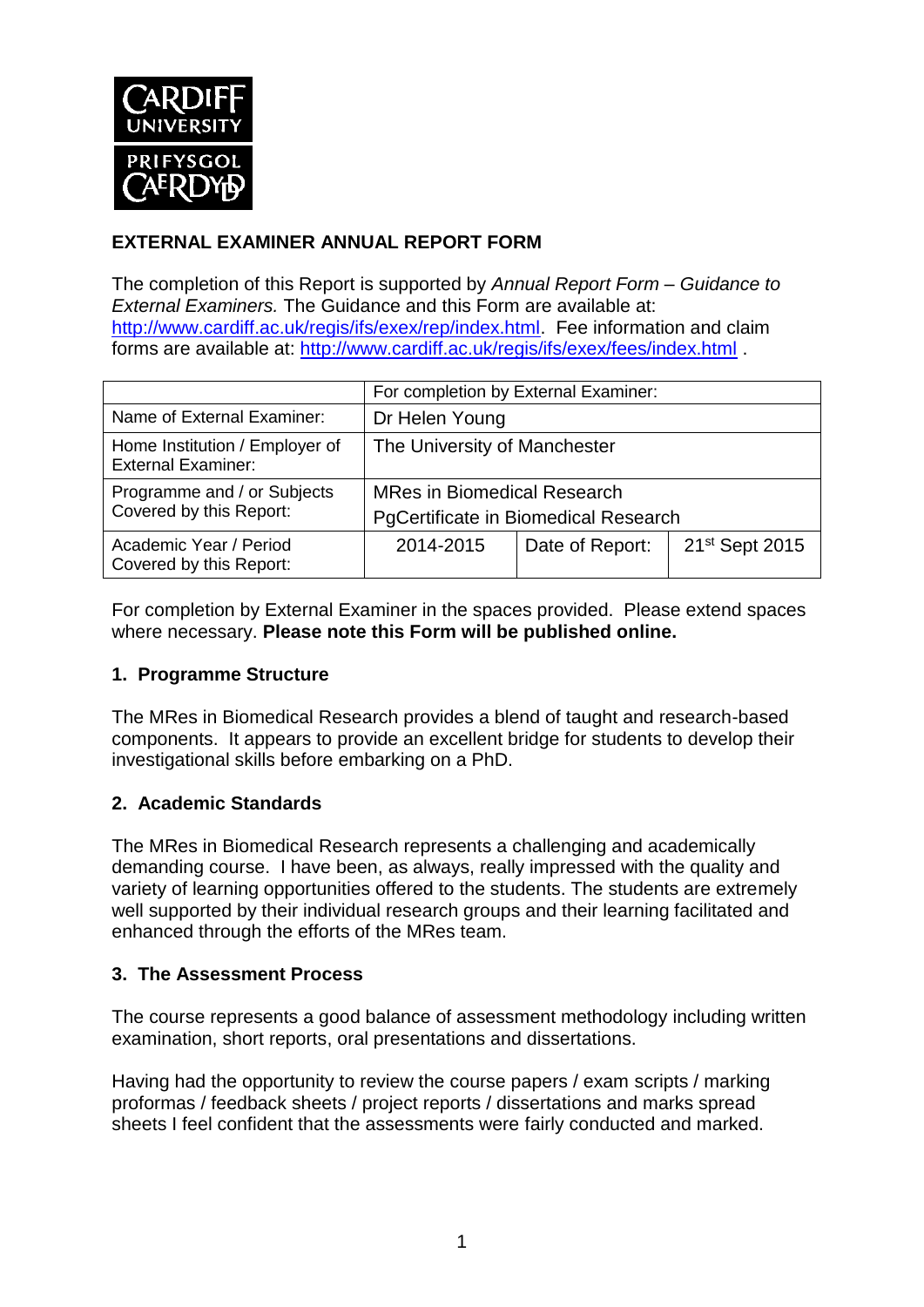CARDIFF UNIVERSITY
PRIFYSGOL CAERDYDD

**EXTERNAL EXAMINER ANNUAL REPORT FORM**

The completion of this Report is supported by *Annual Report Form – Guidance to External Examiners.* The Guidance and this Form are available at: http://www.cardiff.ac.uk/regis/ifs/exex/rep/index.html. Fee information and claim forms are available at: http://www.cardiff.ac.uk/regis/ifs/exex/fees/index.html .

| | For completion by External Examiner: | | |
|---|---|---|---|
| Name of External Examiner: | Dr Helen Young | | |
| Home Institution / Employer of External Examiner: | The University of Manchester | | |
| Programme and / or Subjects Covered by this Report: | MRes in Biomedical Research<br>PgCertificate in Biomedical Research | | |
| Academic Year / Period Covered by this Report: | 2014-2015 | Date of Report: | 21st Sept 2015 |

For completion by External Examiner in the spaces provided. Please extend spaces where necessary. **Please note this Form will be published online.**

### 1. Programme Structure

The MRes in Biomedical Research provides a blend of taught and research-based components. It appears to provide an excellent bridge for students to develop their investigational skills before embarking on a PhD.

### 2. Academic Standards

The MRes in Biomedical Research represents a challenging and academically demanding course. I have been, as always, really impressed with the quality and variety of learning opportunities offered to the students. The students are extremely well supported by their individual research groups and their learning facilitated and enhanced through the efforts of the MRes team.

### 3. The Assessment Process

The course represents a good balance of assessment methodology including written examination, short reports, oral presentations and dissertations.

Having had the opportunity to review the course papers / exam scripts / marking proformas / feedback sheets / project reports / dissertations and marks spread sheets I feel confident that the assessments were fairly conducted and marked.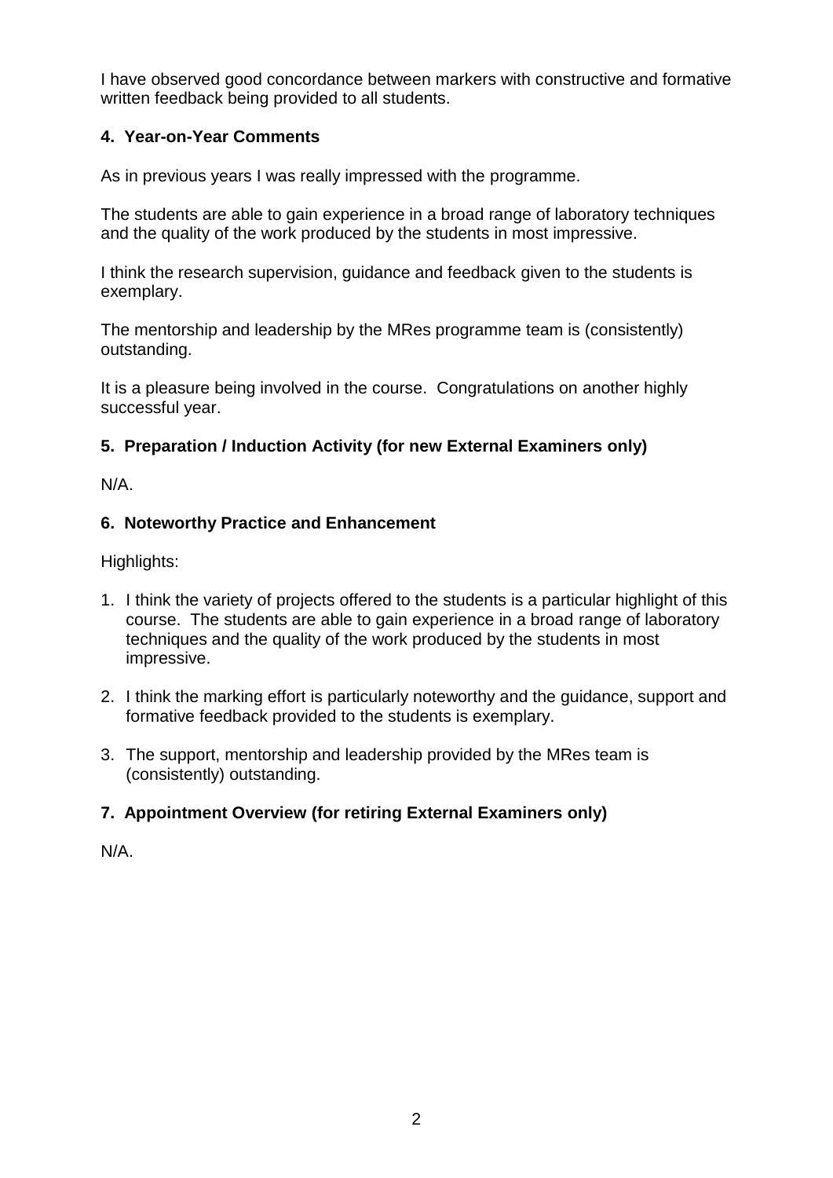I have observed good concordance between markers with constructive and formative written feedback being provided to all students.

**4. Year-on-Year Comments**

As in previous years I was really impressed with the programme.

The students are able to gain experience in a broad range of laboratory techniques and the quality of the work produced by the students in most impressive.

I think the research supervision, guidance and feedback given to the students is exemplary.

The mentorship and leadership by the MRes programme team is (consistently) outstanding.

It is a pleasure being involved in the course. Congratulations on another highly successful year.

**5. Preparation / Induction Activity (for new External Examiners only)**

N/A.

**6. Noteworthy Practice and Enhancement**

Highlights:

1. I think the variety of projects offered to the students is a particular highlight of this course. The students are able to gain experience in a broad range of laboratory techniques and the quality of the work produced by the students in most impressive.

2. I think the marking effort is particularly noteworthy and the guidance, support and formative feedback provided to the students is exemplary.

3. The support, mentorship and leadership provided by the MRes team is (consistently) outstanding.

**7. Appointment Overview (for retiring External Examiners only)**

N/A.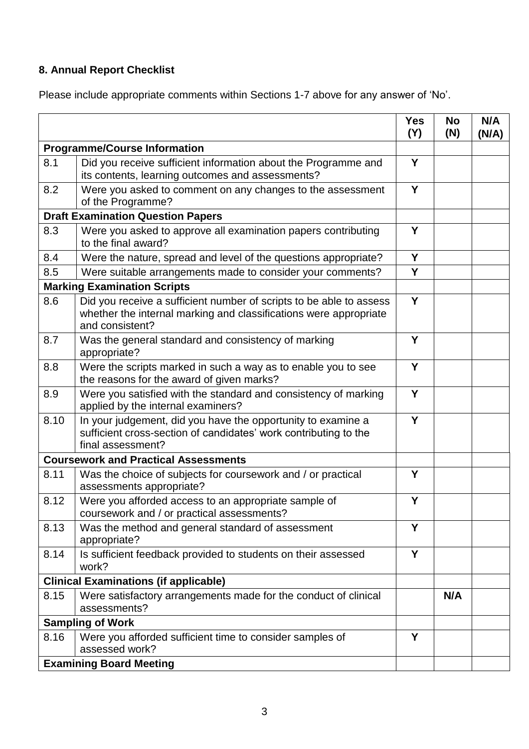## 8. Annual Report Checklist

Please include appropriate comments within Sections 1-7 above for any answer of 'No'.

| | | Yes (Y) | No (N) | N/A (N/A) |
|---|---|---|---|---|
| **Programme/Course Information** | | | | |
| 8.1 | Did you receive sufficient information about the Programme and its contents, learning outcomes and assessments? | Y | | |
| 8.2 | Were you asked to comment on any changes to the assessment of the Programme? | Y | | |
| **Draft Examination Question Papers** | | | | |
| 8.3 | Were you asked to approve all examination papers contributing to the final award? | Y | | |
| 8.4 | Were the nature, spread and level of the questions appropriate? | Y | | |
| 8.5 | Were suitable arrangements made to consider your comments? | Y | | |
| **Marking Examination Scripts** | | | | |
| 8.6 | Did you receive a sufficient number of scripts to be able to assess whether the internal marking and classifications were appropriate and consistent? | Y | | |
| 8.7 | Was the general standard and consistency of marking appropriate? | Y | | |
| 8.8 | Were the scripts marked in such a way as to enable you to see the reasons for the award of given marks? | Y | | |
| 8.9 | Were you satisfied with the standard and consistency of marking applied by the internal examiners? | Y | | |
| 8.10 | In your judgement, did you have the opportunity to examine a sufficient cross-section of candidates' work contributing to the final assessment? | Y | | |
| **Coursework and Practical Assessments** | | | | |
| 8.11 | Was the choice of subjects for coursework and / or practical assessments appropriate? | Y | | |
| 8.12 | Were you afforded access to an appropriate sample of coursework and / or practical assessments? | Y | | |
| 8.13 | Was the method and general standard of assessment appropriate? | Y | | |
| 8.14 | Is sufficient feedback provided to students on their assessed work? | Y | | |
| **Clinical Examinations (if applicable)** | | | | |
| 8.15 | Were satisfactory arrangements made for the conduct of clinical assessments? | | N/A | |
| **Sampling of Work** | | | | |
| 8.16 | Were you afforded sufficient time to consider samples of assessed work? | Y | | |
| **Examining Board Meeting** | | | | |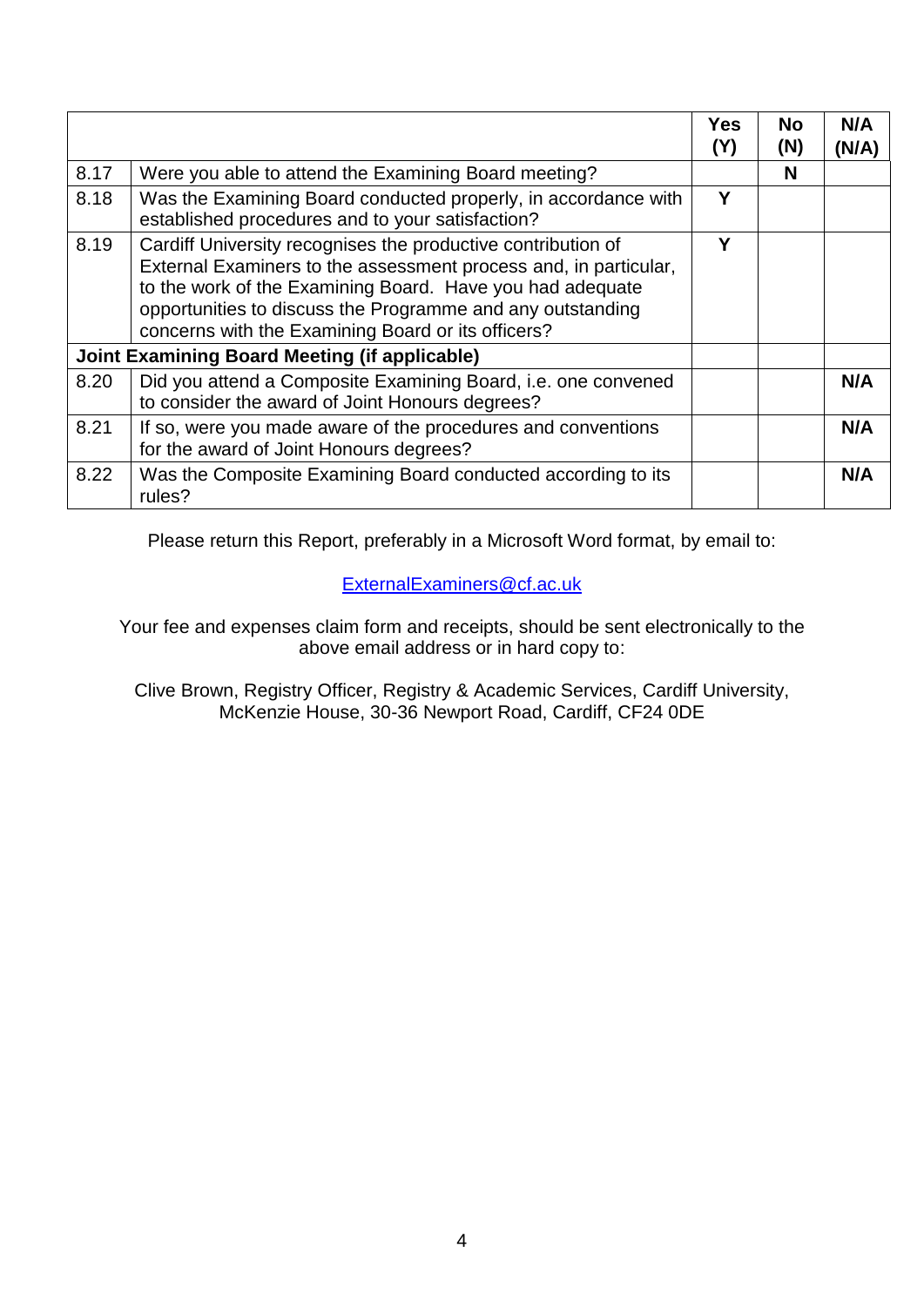| | | Yes (Y) | No (N) | N/A (N/A) |
|---|---|---|---|---|
| 8.17 | Were you able to attend the Examining Board meeting? | | **N** | |
| 8.18 | Was the Examining Board conducted properly, in accordance with established procedures and to your satisfaction? | **Y** | | |
| 8.19 | Cardiff University recognises the productive contribution of External Examiners to the assessment process and, in particular, to the work of the Examining Board. Have you had adequate opportunities to discuss the Programme and any outstanding concerns with the Examining Board or its officers? | **Y** | | |
| **Joint Examining Board Meeting (if applicable)** | | | | |
| 8.20 | Did you attend a Composite Examining Board, i.e. one convened to consider the award of Joint Honours degrees? | | | **N/A** |
| 8.21 | If so, were you made aware of the procedures and conventions for the award of Joint Honours degrees? | | | **N/A** |
| 8.22 | Was the Composite Examining Board conducted according to its rules? | | | **N/A** |

Please return this Report, preferably in a Microsoft Word format, by email to:

ExternalExaminers@cf.ac.uk

Your fee and expenses claim form and receipts, should be sent electronically to the above email address or in hard copy to:

Clive Brown, Registry Officer, Registry & Academic Services, Cardiff University, McKenzie House, 30-36 Newport Road, Cardiff, CF24 0DE